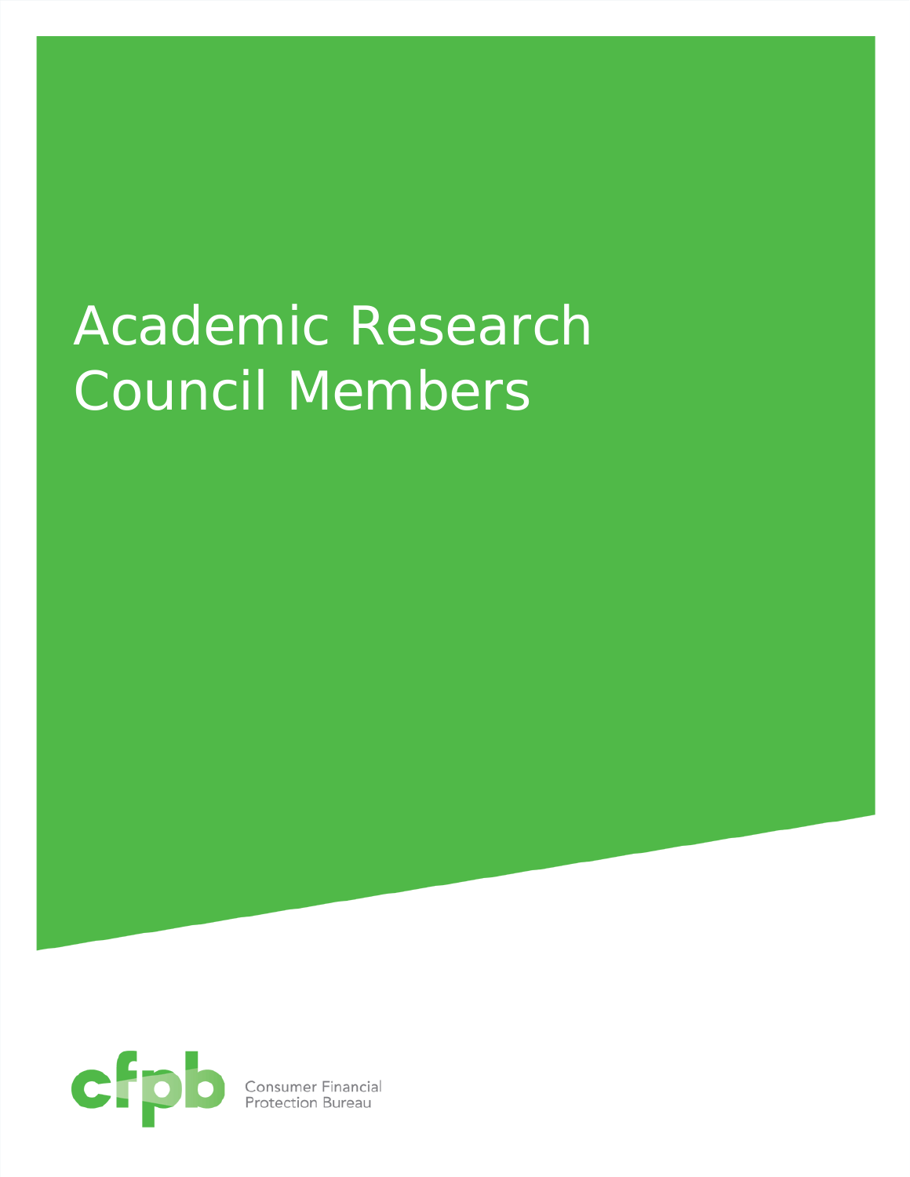# Academic Research Council Members

Consumer Financial Protection Bureau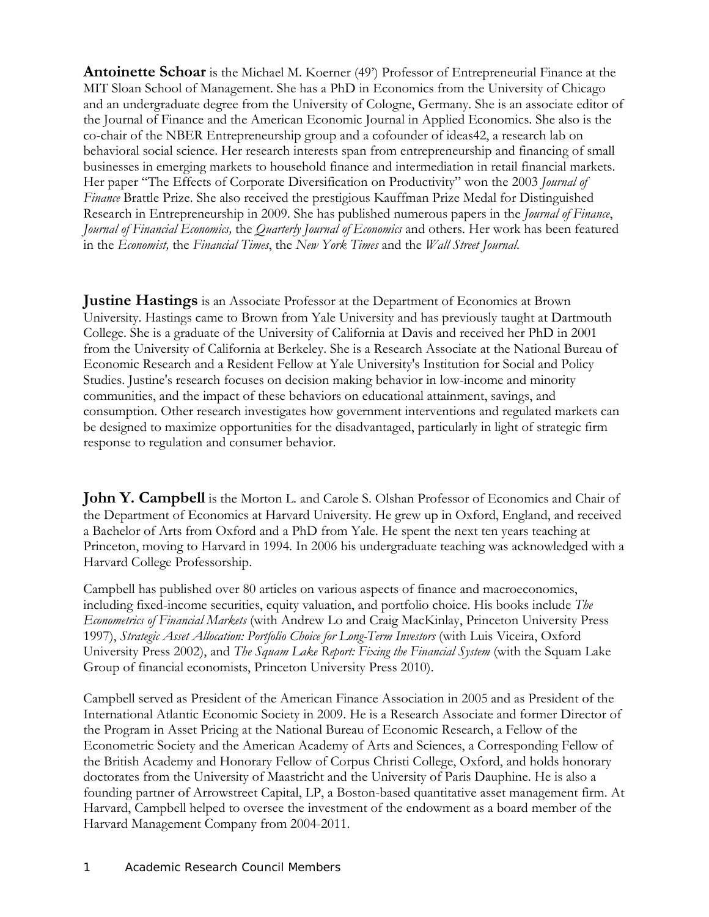**Antoinette Schoar** is the Michael M. Koerner (49') Professor of Entrepreneurial Finance at the MIT Sloan School of Management. She has a PhD in Economics from the University of Chicago and an undergraduate degree from the University of Cologne, Germany. She is an associate editor of the Journal of Finance and the American Economic Journal in Applied Economics. She also is the co-chair of the NBER Entrepreneurship group and a cofounder of ideas42, a research lab on behavioral social science. Her research interests span from entrepreneurship and financing of small businesses in emerging markets to household finance and intermediation in retail financial markets. Her paper "The Effects of Corporate Diversification on Productivity" won the 2003 *Journal of Finance* Brattle Prize. She also received the prestigious Kauffman Prize Medal for Distinguished Research in Entrepreneurship in 2009. She has published numerous papers in the *Journal of Finance*, *Journal of Financial Economics,* the *Quarterly Journal of Economics* and others. Her work has been featured in the *Economist,* the *Financial Times*, the *New York Times* and the *Wall Street Journal*.

**Justine Hastings** is an Associate Professor at the Department of Economics at Brown University. Hastings came to Brown from Yale University and has previously taught at Dartmouth College. She is a graduate of the University of California at Davis and received her PhD in 2001 from the University of California at Berkeley. She is a Research Associate at the National Bureau of Economic Research and a Resident Fellow at Yale University's Institution for Social and Policy Studies. Justine's research focuses on decision making behavior in low-income and minority communities, and the impact of these behaviors on educational attainment, savings, and consumption. Other research investigates how government interventions and regulated markets can be designed to maximize opportunities for the disadvantaged, particularly in light of strategic firm response to regulation and consumer behavior.

**John Y. Campbell** is the Morton L. and Carole S. Olshan Professor of Economics and Chair of the Department of Economics at Harvard University. He grew up in Oxford, England, and received a Bachelor of Arts from Oxford and a PhD from Yale. He spent the next ten years teaching at Princeton, moving to Harvard in 1994. In 2006 his undergraduate teaching was acknowledged with a Harvard College Professorship.

Campbell has published over 80 articles on various aspects of finance and macroeconomics, including fixed-income securities, equity valuation, and portfolio choice. His books include *The Econometrics of Financial Markets* (with Andrew Lo and Craig MacKinlay, Princeton University Press 1997), *Strategic Asset Allocation: Portfolio Choice for Long-Term Investors* (with Luis Viceira, Oxford University Press 2002), and *The Squam Lake Report: Fixing the Financial System* (with the Squam Lake Group of financial economists, Princeton University Press 2010).

Campbell served as President of the American Finance Association in 2005 and as President of the International Atlantic Economic Society in 2009. He is a Research Associate and former Director of the Program in Asset Pricing at the National Bureau of Economic Research, a Fellow of the Econometric Society and the American Academy of Arts and Sciences, a Corresponding Fellow of the British Academy and Honorary Fellow of Corpus Christi College, Oxford, and holds honorary doctorates from the University of Maastricht and the University of Paris Dauphine. He is also a founding partner of Arrowstreet Capital, LP, a Boston-based quantitative asset management firm. At Harvard, Campbell helped to oversee the investment of the endowment as a board member of the Harvard Management Company from 2004-2011.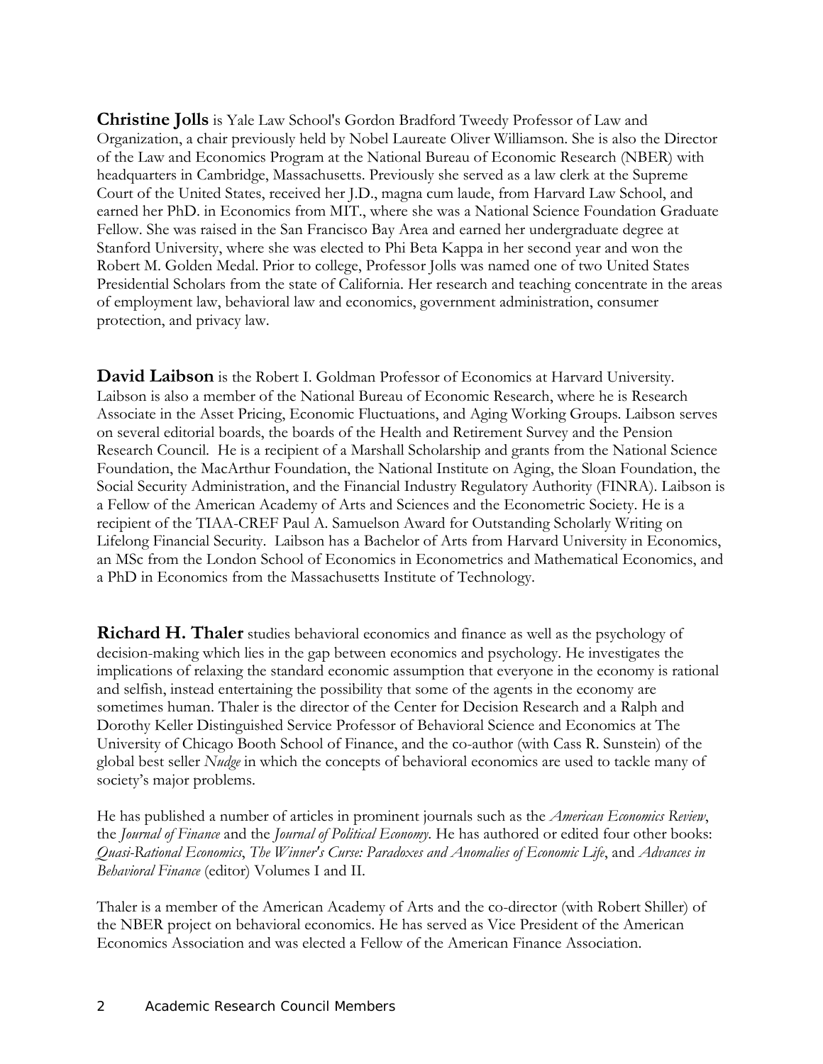**Christine Jolls** is Yale Law School's Gordon Bradford Tweedy Professor of Law and Organization, a chair previously held by Nobel Laureate Oliver Williamson. She is also the Director of the Law and Economics Program at the National Bureau of Economic Research (NBER) with headquarters in Cambridge, Massachusetts. Previously she served as a law clerk at the Supreme Court of the United States, received her J.D., magna cum laude, from Harvard Law School, and earned her PhD. in Economics from MIT., where she was a National Science Foundation Graduate Fellow. She was raised in the San Francisco Bay Area and earned her undergraduate degree at Stanford University, where she was elected to Phi Beta Kappa in her second year and won the Robert M. Golden Medal. Prior to college, Professor Jolls was named one of two United States Presidential Scholars from the state of California. Her research and teaching concentrate in the areas of employment law, behavioral law and economics, government administration, consumer protection, and privacy law.

**David Laibson** is the Robert I. Goldman Professor of Economics at Harvard University. Laibson is also a member of the National Bureau of Economic Research, where he is Research Associate in the Asset Pricing, Economic Fluctuations, and Aging Working Groups. Laibson serves on several editorial boards, the boards of the Health and Retirement Survey and the Pension Research Council. He is a recipient of a Marshall Scholarship and grants from the National Science Foundation, the MacArthur Foundation, the National Institute on Aging, the Sloan Foundation, the Social Security Administration, and the Financial Industry Regulatory Authority (FINRA). Laibson is a Fellow of the American Academy of Arts and Sciences and the Econometric Society. He is a recipient of the TIAA-CREF Paul A. Samuelson Award for Outstanding Scholarly Writing on Lifelong Financial Security. Laibson has a Bachelor of Arts from Harvard University in Economics, an MSc from the London School of Economics in Econometrics and Mathematical Economics, and a PhD in Economics from the Massachusetts Institute of Technology.

**Richard H. Thaler** studies behavioral economics and finance as well as the psychology of decision-making which lies in the gap between economics and psychology. He investigates the implications of relaxing the standard economic assumption that everyone in the economy is rational and selfish, instead entertaining the possibility that some of the agents in the economy are sometimes human. Thaler is the director of the Center for Decision Research and a Ralph and Dorothy Keller Distinguished Service Professor of Behavioral Science and Economics at The University of Chicago Booth School of Finance, and the co-author (with Cass R. Sunstein) of the global best seller *Nudge* in which the concepts of behavioral economics are used to tackle many of society's major problems.

He has published a number of articles in prominent journals such as the *American Economics Review*, the *Journal of Finance* and the *Journal of Political Economy*. He has authored or edited four other books: *Quasi-Rational Economics*, *The Winner's Curse: Paradoxes and Anomalies of Economic Life*, and *Advances in Behavioral Finance* (editor) Volumes I and II.

Thaler is a member of the American Academy of Arts and the co-director (with Robert Shiller) of the NBER project on behavioral economics. He has served as Vice President of the American Economics Association and was elected a Fellow of the American Finance Association.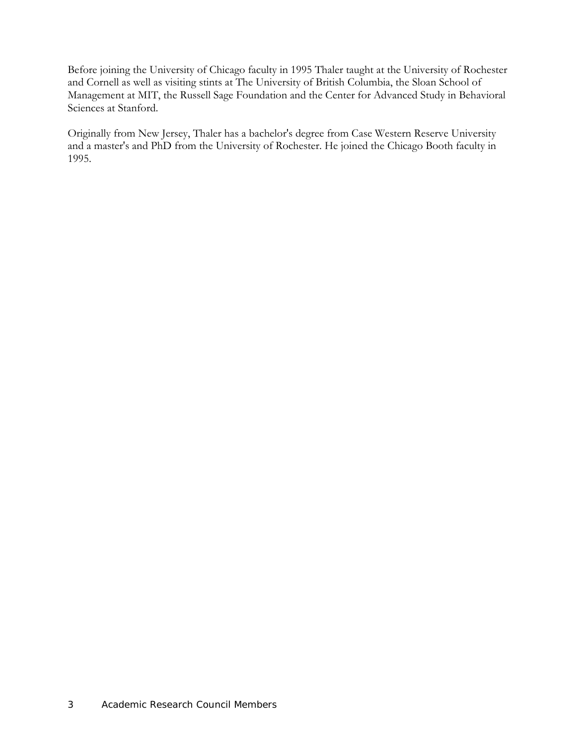Before joining the University of Chicago faculty in 1995 Thaler taught at the University of Rochester and Cornell as well as visiting stints at The University of British Columbia, the Sloan School of Management at MIT, the Russell Sage Foundation and the Center for Advanced Study in Behavioral Sciences at Stanford.

Originally from New Jersey, Thaler has a bachelor's degree from Case Western Reserve University and a master's and PhD from the University of Rochester. He joined the Chicago Booth faculty in 1995.